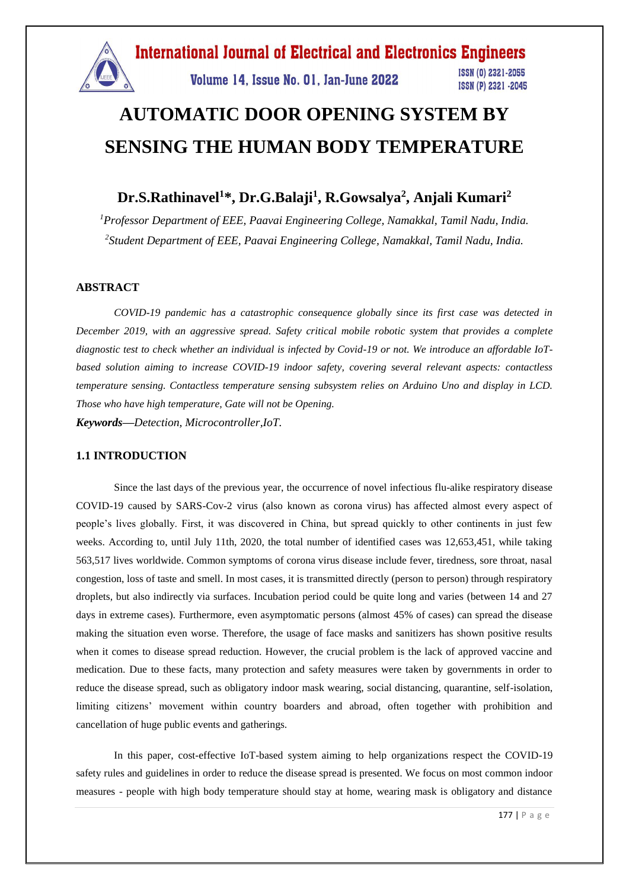# AUTOMATIC DOOR OPENING SYSTEM BY SENSING THE HUMAN BODY TEMPERATURE

## Dr.S.Rathinavel[1]*, Dr.G.Balaji[1], R.Gowsalya[2], Anjali Kumari[2]

*[1]Professor Department of EEE, Paavai Engineering College, Namakkal, Tamil Nadu, India.*
*[2]Student Department of EEE, Paavai Engineering College, Namakkal, Tamil Nadu, India.*

### ABSTRACT

*COVID-19 pandemic has a catastrophic consequence globally since its first case was detected in December 2019, with an aggressive spread. Safety critical mobile robotic system that provides a complete diagnostic test to check whether an individual is infected by Covid-19 or not. We introduce an affordable IoT-based solution aiming to increase COVID-19 indoor safety, covering several relevant aspects: contactless temperature sensing. Contactless temperature sensing subsystem relies on Arduino Uno and display in LCD. Those who have high temperature, Gate will not be Opening.*

***Keywords*****—***Detection, Microcontroller,IoT.*

### 1.1 INTRODUCTION

Since the last days of the previous year, the occurrence of novel infectious flu-alike respiratory disease COVID-19 caused by SARS-Cov-2 virus (also known as corona virus) has affected almost every aspect of people's lives globally. First, it was discovered in China, but spread quickly to other continents in just few weeks. According to, until July 11th, 2020, the total number of identified cases was 12,653,451, while taking 563,517 lives worldwide. Common symptoms of corona virus disease include fever, tiredness, sore throat, nasal congestion, loss of taste and smell. In most cases, it is transmitted directly (person to person) through respiratory droplets, but also indirectly via surfaces. Incubation period could be quite long and varies (between 14 and 27 days in extreme cases). Furthermore, even asymptomatic persons (almost 45% of cases) can spread the disease making the situation even worse. Therefore, the usage of face masks and sanitizers has shown positive results when it comes to disease spread reduction. However, the crucial problem is the lack of approved vaccine and medication. Due to these facts, many protection and safety measures were taken by governments in order to reduce the disease spread, such as obligatory indoor mask wearing, social distancing, quarantine, self-isolation, limiting citizens' movement within country boarders and abroad, often together with prohibition and cancellation of huge public events and gatherings.

In this paper, cost-effective IoT-based system aiming to help organizations respect the COVID-19 safety rules and guidelines in order to reduce the disease spread is presented. We focus on most common indoor measures - people with high body temperature should stay at home, wearing mask is obligatory and distance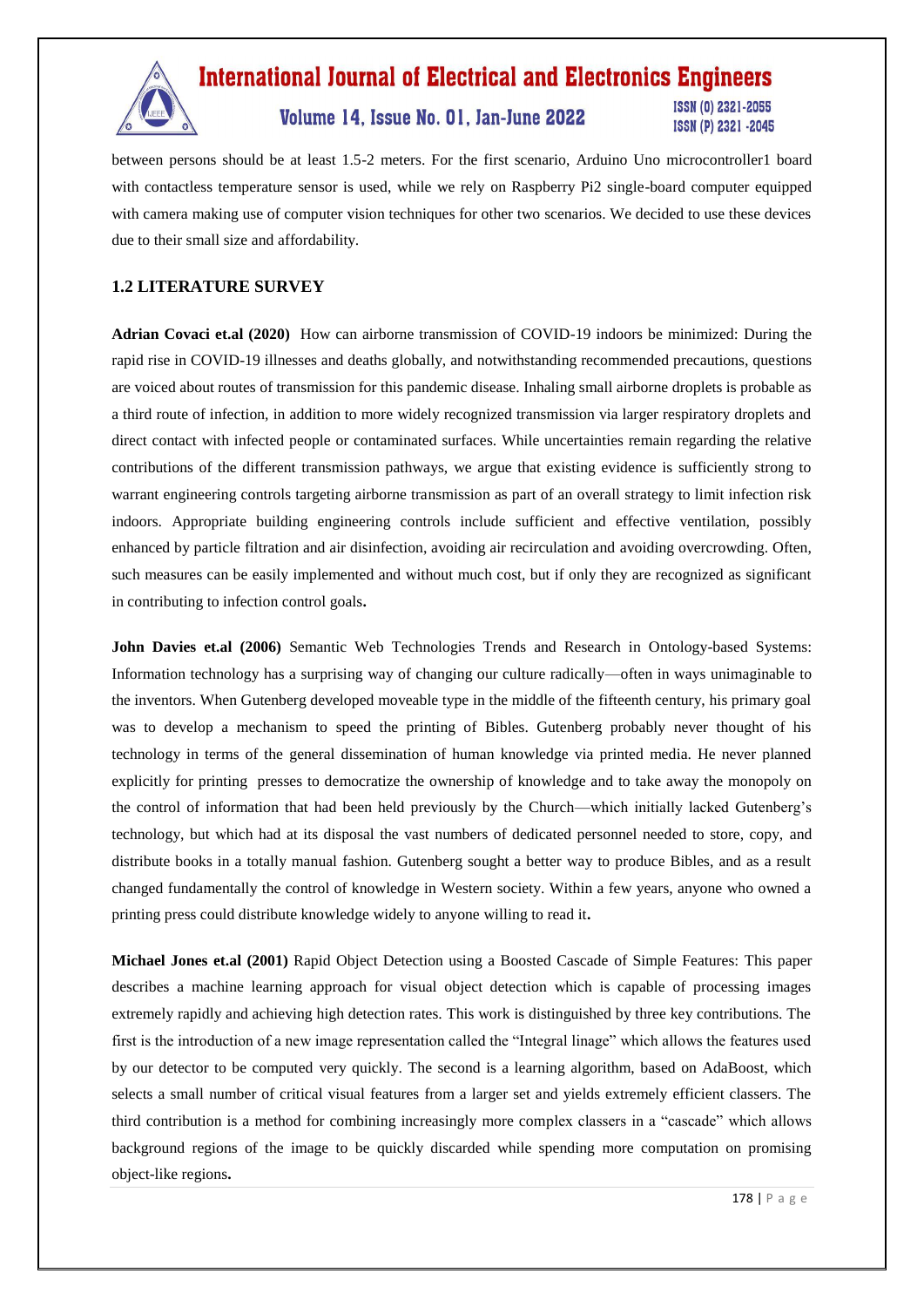between persons should be at least 1.5-2 meters. For the first scenario, Arduino Uno microcontroller1 board with contactless temperature sensor is used, while we rely on Raspberry Pi2 single-board computer equipped with camera making use of computer vision techniques for other two scenarios. We decided to use these devices due to their small size and affordability.

### 1.2 LITERATURE SURVEY

**Adrian Covaci et.al (2020)** How can airborne transmission of COVID-19 indoors be minimized: During the rapid rise in COVID-19 illnesses and deaths globally, and notwithstanding recommended precautions, questions are voiced about routes of transmission for this pandemic disease. Inhaling small airborne droplets is probable as a third route of infection, in addition to more widely recognized transmission via larger respiratory droplets and direct contact with infected people or contaminated surfaces. While uncertainties remain regarding the relative contributions of the different transmission pathways, we argue that existing evidence is sufficiently strong to warrant engineering controls targeting airborne transmission as part of an overall strategy to limit infection risk indoors. Appropriate building engineering controls include sufficient and effective ventilation, possibly enhanced by particle filtration and air disinfection, avoiding air recirculation and avoiding overcrowding. Often, such measures can be easily implemented and without much cost, but if only they are recognized as significant in contributing to infection control goals**.**

**John Davies et.al (2006)** Semantic Web Technologies Trends and Research in Ontology-based Systems: Information technology has a surprising way of changing our culture radically—often in ways unimaginable to the inventors. When Gutenberg developed moveable type in the middle of the fifteenth century, his primary goal was to develop a mechanism to speed the printing of Bibles. Gutenberg probably never thought of his technology in terms of the general dissemination of human knowledge via printed media. He never planned explicitly for printing presses to democratize the ownership of knowledge and to take away the monopoly on the control of information that had been held previously by the Church—which initially lacked Gutenberg's technology, but which had at its disposal the vast numbers of dedicated personnel needed to store, copy, and distribute books in a totally manual fashion. Gutenberg sought a better way to produce Bibles, and as a result changed fundamentally the control of knowledge in Western society. Within a few years, anyone who owned a printing press could distribute knowledge widely to anyone willing to read it**.**

**Michael Jones et.al (2001)** Rapid Object Detection using a Boosted Cascade of Simple Features: This paper describes a machine learning approach for visual object detection which is capable of processing images extremely rapidly and achieving high detection rates. This work is distinguished by three key contributions. The first is the introduction of a new image representation called the "Integral linage" which allows the features used by our detector to be computed very quickly. The second is a learning algorithm, based on AdaBoost, which selects a small number of critical visual features from a larger set and yields extremely efficient classers. The third contribution is a method for combining increasingly more complex classers in a "cascade" which allows background regions of the image to be quickly discarded while spending more computation on promising object-like regions**.**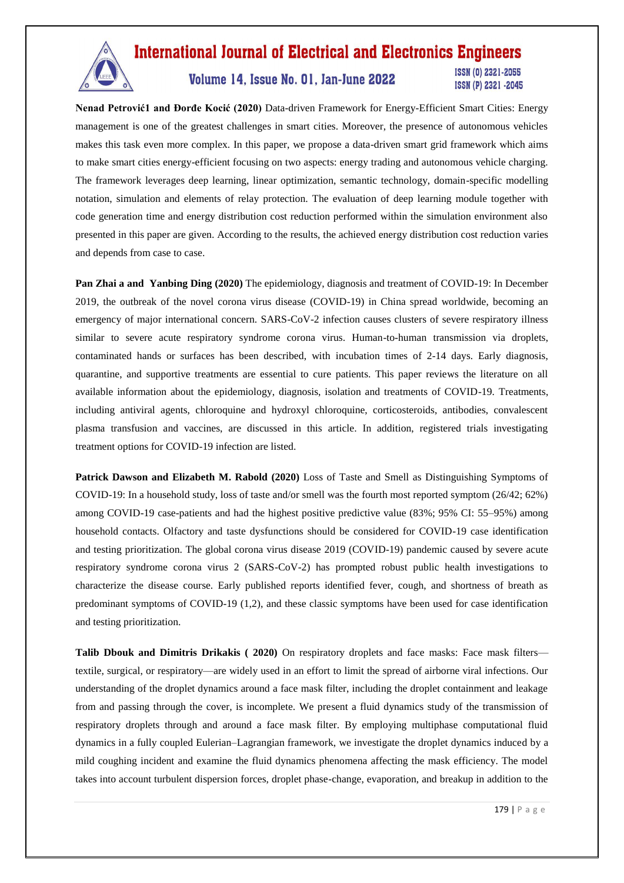**Nenad Petrović1 and Đorđe Kocić (2020)** Data-driven Framework for Energy-Efficient Smart Cities: Energy management is one of the greatest challenges in smart cities. Moreover, the presence of autonomous vehicles makes this task even more complex. In this paper, we propose a data-driven smart grid framework which aims to make smart cities energy-efficient focusing on two aspects: energy trading and autonomous vehicle charging. The framework leverages deep learning, linear optimization, semantic technology, domain-specific modelling notation, simulation and elements of relay protection. The evaluation of deep learning module together with code generation time and energy distribution cost reduction performed within the simulation environment also presented in this paper are given. According to the results, the achieved energy distribution cost reduction varies and depends from case to case.

**Pan Zhai a and Yanbing Ding (2020)** The epidemiology, diagnosis and treatment of COVID-19: In December 2019, the outbreak of the novel corona virus disease (COVID-19) in China spread worldwide, becoming an emergency of major international concern. SARS-CoV-2 infection causes clusters of severe respiratory illness similar to severe acute respiratory syndrome corona virus. Human-to-human transmission via droplets, contaminated hands or surfaces has been described, with incubation times of 2-14 days. Early diagnosis, quarantine, and supportive treatments are essential to cure patients. This paper reviews the literature on all available information about the epidemiology, diagnosis, isolation and treatments of COVID-19. Treatments, including antiviral agents, chloroquine and hydroxyl chloroquine, corticosteroids, antibodies, convalescent plasma transfusion and vaccines, are discussed in this article. In addition, registered trials investigating treatment options for COVID-19 infection are listed.

**Patrick Dawson and Elizabeth M. Rabold (2020)** Loss of Taste and Smell as Distinguishing Symptoms of COVID-19: In a household study, loss of taste and/or smell was the fourth most reported symptom (26/42; 62%) among COVID-19 case-patients and had the highest positive predictive value (83%; 95% CI: 55–95%) among household contacts. Olfactory and taste dysfunctions should be considered for COVID-19 case identification and testing prioritization. The global corona virus disease 2019 (COVID-19) pandemic caused by severe acute respiratory syndrome corona virus 2 (SARS-CoV-2) has prompted robust public health investigations to characterize the disease course. Early published reports identified fever, cough, and shortness of breath as predominant symptoms of COVID-19 (1,2), and these classic symptoms have been used for case identification and testing prioritization.

**Talib Dbouk and Dimitris Drikakis ( 2020)** On respiratory droplets and face masks: Face mask filters—textile, surgical, or respiratory—are widely used in an effort to limit the spread of airborne viral infections. Our understanding of the droplet dynamics around a face mask filter, including the droplet containment and leakage from and passing through the cover, is incomplete. We present a fluid dynamics study of the transmission of respiratory droplets through and around a face mask filter. By employing multiphase computational fluid dynamics in a fully coupled Eulerian–Lagrangian framework, we investigate the droplet dynamics induced by a mild coughing incident and examine the fluid dynamics phenomena affecting the mask efficiency. The model takes into account turbulent dispersion forces, droplet phase-change, evaporation, and breakup in addition to the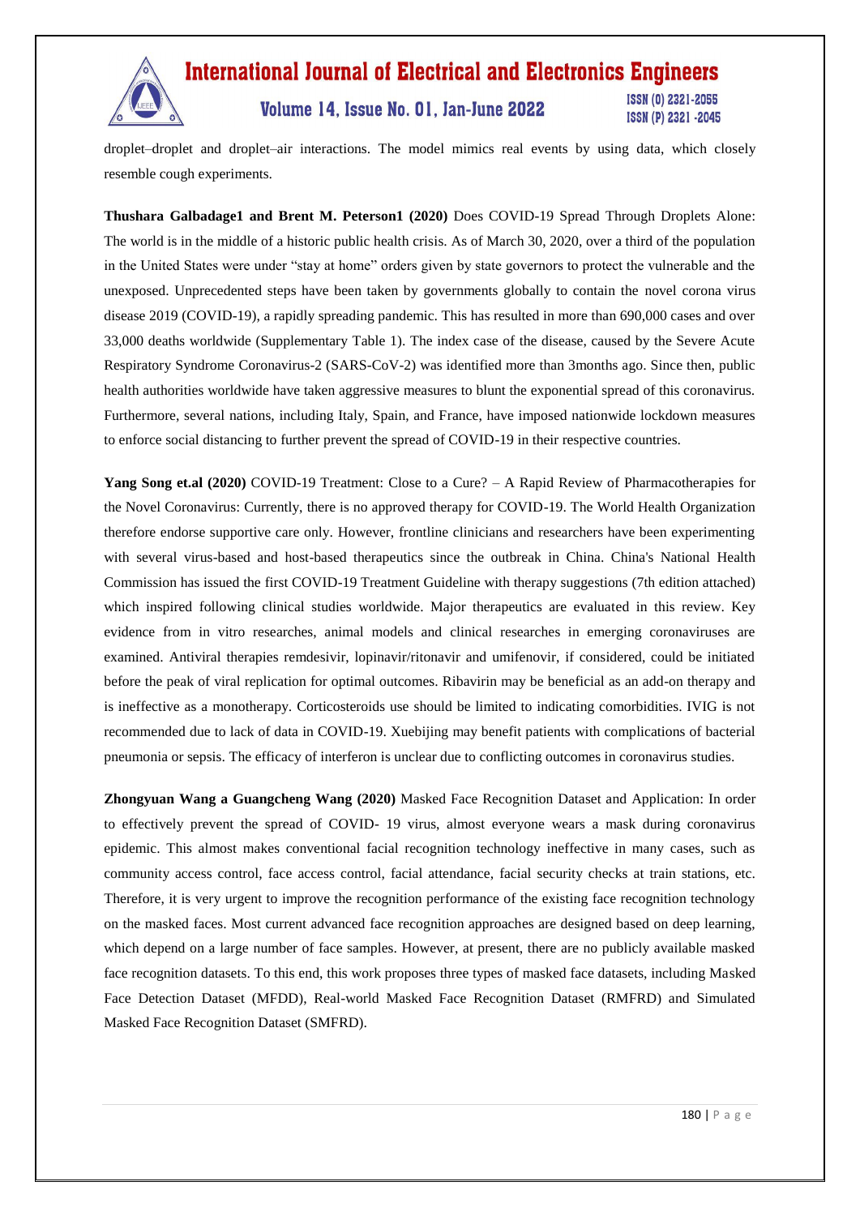droplet–droplet and droplet–air interactions. The model mimics real events by using data, which closely resemble cough experiments.

**Thushara Galbadage1 and Brent M. Peterson1 (2020)** Does COVID-19 Spread Through Droplets Alone: The world is in the middle of a historic public health crisis. As of March 30, 2020, over a third of the population in the United States were under "stay at home" orders given by state governors to protect the vulnerable and the unexposed. Unprecedented steps have been taken by governments globally to contain the novel corona virus disease 2019 (COVID-19), a rapidly spreading pandemic. This has resulted in more than 690,000 cases and over 33,000 deaths worldwide (Supplementary Table 1). The index case of the disease, caused by the Severe Acute Respiratory Syndrome Coronavirus-2 (SARS-CoV-2) was identified more than 3months ago. Since then, public health authorities worldwide have taken aggressive measures to blunt the exponential spread of this coronavirus. Furthermore, several nations, including Italy, Spain, and France, have imposed nationwide lockdown measures to enforce social distancing to further prevent the spread of COVID-19 in their respective countries.

**Yang Song et.al (2020)** COVID-19 Treatment: Close to a Cure? – A Rapid Review of Pharmacotherapies for the Novel Coronavirus: Currently, there is no approved therapy for COVID-19. The World Health Organization therefore endorse supportive care only. However, frontline clinicians and researchers have been experimenting with several virus-based and host-based therapeutics since the outbreak in China. China's National Health Commission has issued the first COVID-19 Treatment Guideline with therapy suggestions (7th edition attached) which inspired following clinical studies worldwide. Major therapeutics are evaluated in this review. Key evidence from in vitro researches, animal models and clinical researches in emerging coronaviruses are examined. Antiviral therapies remdesivir, lopinavir/ritonavir and umifenovir, if considered, could be initiated before the peak of viral replication for optimal outcomes. Ribavirin may be beneficial as an add-on therapy and is ineffective as a monotherapy. Corticosteroids use should be limited to indicating comorbidities. IVIG is not recommended due to lack of data in COVID-19. Xuebijing may benefit patients with complications of bacterial pneumonia or sepsis. The efficacy of interferon is unclear due to conflicting outcomes in coronavirus studies.

**Zhongyuan Wang a Guangcheng Wang (2020)** Masked Face Recognition Dataset and Application: In order to effectively prevent the spread of COVID- 19 virus, almost everyone wears a mask during coronavirus epidemic. This almost makes conventional facial recognition technology ineffective in many cases, such as community access control, face access control, facial attendance, facial security checks at train stations, etc. Therefore, it is very urgent to improve the recognition performance of the existing face recognition technology on the masked faces. Most current advanced face recognition approaches are designed based on deep learning, which depend on a large number of face samples. However, at present, there are no publicly available masked face recognition datasets. To this end, this work proposes three types of masked face datasets, including Masked Face Detection Dataset (MFDD), Real-world Masked Face Recognition Dataset (RMFRD) and Simulated Masked Face Recognition Dataset (SMFRD).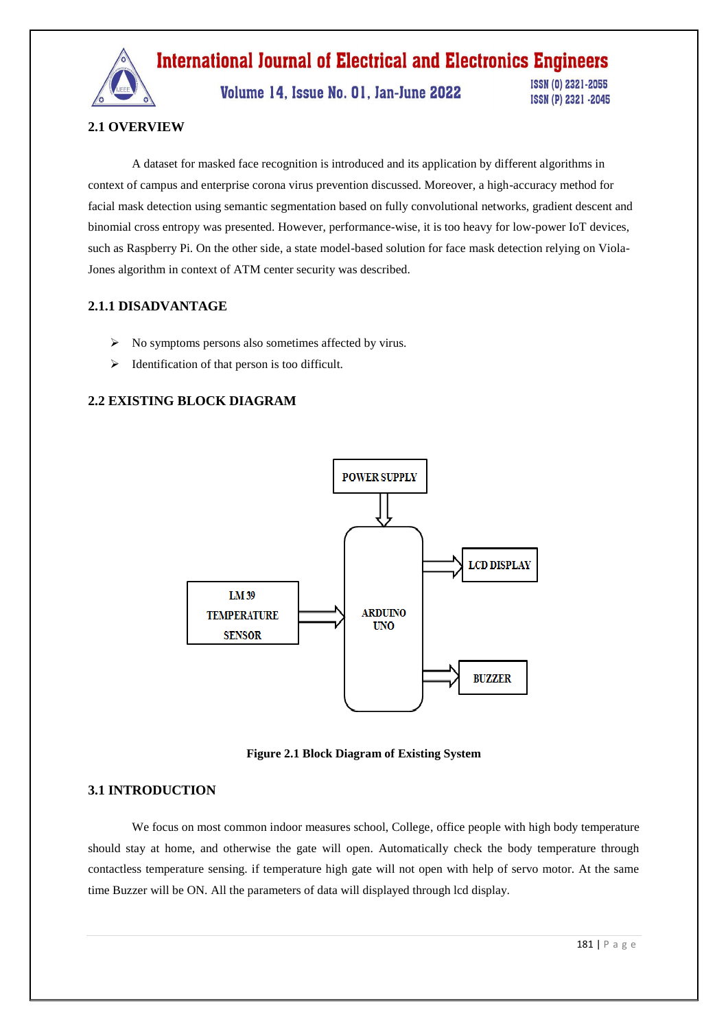## 2.1 OVERVIEW

A dataset for masked face recognition is introduced and its application by different algorithms in context of campus and enterprise corona virus prevention discussed. Moreover, a high-accuracy method for facial mask detection using semantic segmentation based on fully convolutional networks, gradient descent and binomial cross entropy was presented. However, performance-wise, it is too heavy for low-power IoT devices, such as Raspberry Pi. On the other side, a state model-based solution for face mask detection relying on Viola-Jones algorithm in context of ATM center security was described.

### 2.1.1 DISADVANTAGE

- No symptoms persons also sometimes affected by virus.
- Identification of that person is too difficult.

## 2.2 EXISTING BLOCK DIAGRAM

POWER SUPPLY

LM 39 TEMPERATURE SENSOR

ARDUINO UNO

LCD DISPLAY

BUZZER

**Figure 2.1 Block Diagram of Existing System**

## 3.1 INTRODUCTION

We focus on most common indoor measures school, College, office people with high body temperature should stay at home, and otherwise the gate will open. Automatically check the body temperature through contactless temperature sensing. if temperature high gate will not open with help of servo motor. At the same time Buzzer will be ON. All the parameters of data will displayed through lcd display.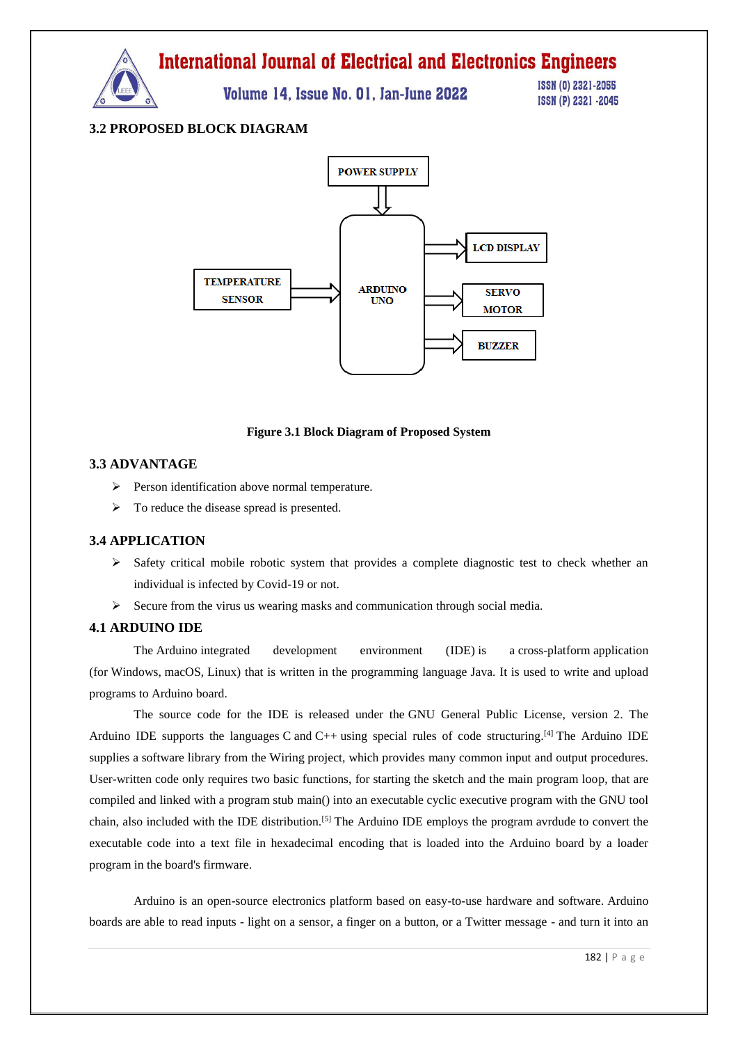### 3.2 PROPOSED BLOCK DIAGRAM

Figure 3.1 Block Diagram of Proposed System

### 3.3 ADVANTAGE

- Person identification above normal temperature.
- To reduce the disease spread is presented.

### 3.4 APPLICATION

- Safety critical mobile robotic system that provides a complete diagnostic test to check whether an individual is infected by Covid-19 or not.
- Secure from the virus us wearing masks and communication through social media.

### 4.1 ARDUINO IDE

The Arduino integrated development environment (IDE) is a cross-platform application (for Windows, macOS, Linux) that is written in the programming language Java. It is used to write and upload programs to Arduino board.

The source code for the IDE is released under the GNU General Public License, version 2. The Arduino IDE supports the languages C and C++ using special rules of code structuring.[4] The Arduino IDE supplies a software library from the Wiring project, which provides many common input and output procedures. User-written code only requires two basic functions, for starting the sketch and the main program loop, that are compiled and linked with a program stub main() into an executable cyclic executive program with the GNU tool chain, also included with the IDE distribution.[5] The Arduino IDE employs the program avrdude to convert the executable code into a text file in hexadecimal encoding that is loaded into the Arduino board by a loader program in the board's firmware.

Arduino is an open-source electronics platform based on easy-to-use hardware and software. Arduino boards are able to read inputs - light on a sensor, a finger on a button, or a Twitter message - and turn it into an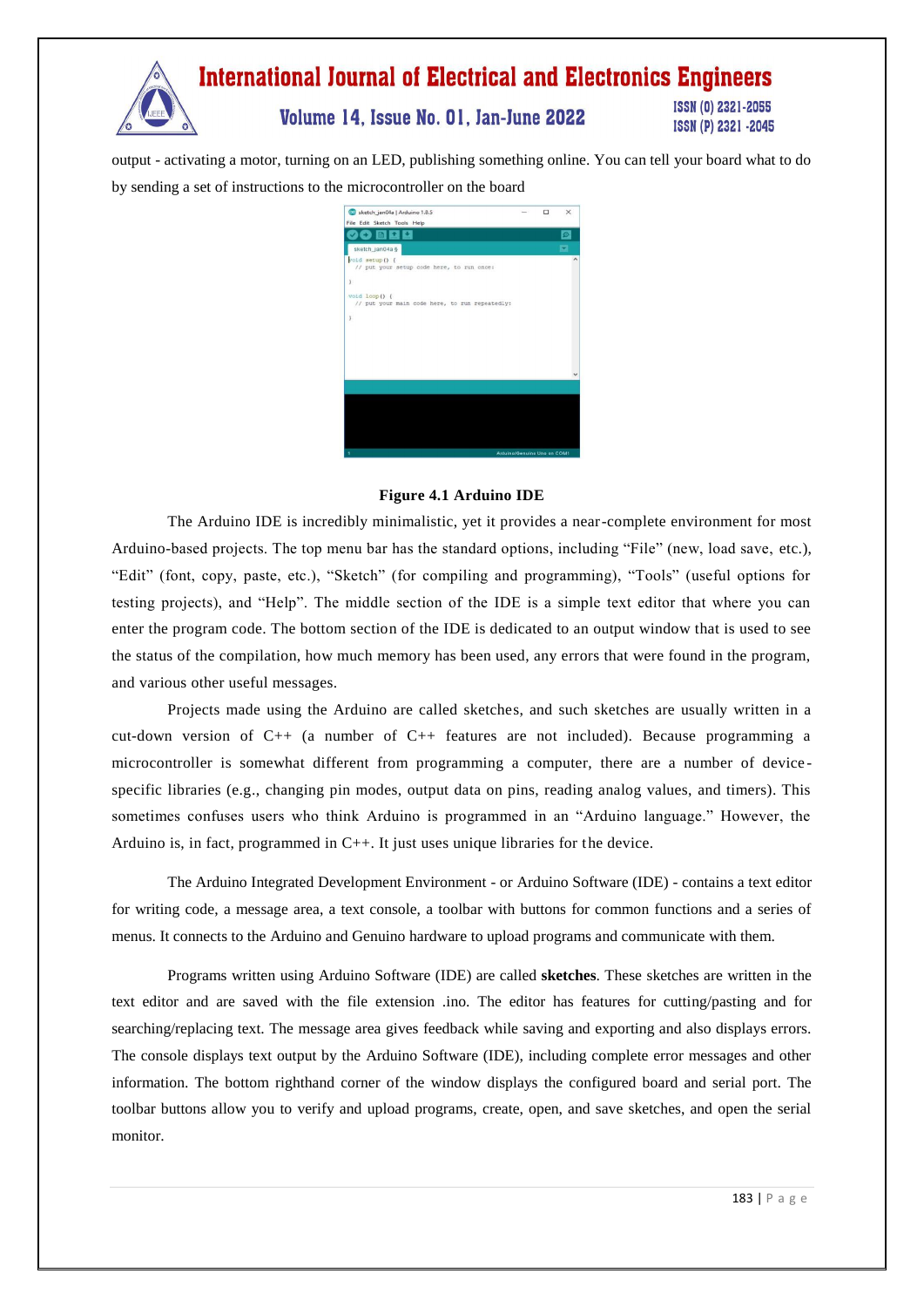output - activating a motor, turning on an LED, publishing something online. You can tell your board what to do by sending a set of instructions to the microcontroller on the board

**Figure 4.1 Arduino IDE**

The Arduino IDE is incredibly minimalistic, yet it provides a near-complete environment for most Arduino-based projects. The top menu bar has the standard options, including “File” (new, load save, etc.), “Edit” (font, copy, paste, etc.), “Sketch” (for compiling and programming), “Tools” (useful options for testing projects), and “Help”. The middle section of the IDE is a simple text editor that where you can enter the program code. The bottom section of the IDE is dedicated to an output window that is used to see the status of the compilation, how much memory has been used, any errors that were found in the program, and various other useful messages.

Projects made using the Arduino are called sketches, and such sketches are usually written in a cut-down version of C++ (a number of C++ features are not included). Because programming a microcontroller is somewhat different from programming a computer, there are a number of device-specific libraries (e.g., changing pin modes, output data on pins, reading analog values, and timers). This sometimes confuses users who think Arduino is programmed in an “Arduino language.” However, the Arduino is, in fact, programmed in C++. It just uses unique libraries for the device.

The Arduino Integrated Development Environment - or Arduino Software (IDE) - contains a text editor for writing code, a message area, a text console, a toolbar with buttons for common functions and a series of menus. It connects to the Arduino and Genuino hardware to upload programs and communicate with them.

Programs written using Arduino Software (IDE) are called **sketches**. These sketches are written in the text editor and are saved with the file extension .ino. The editor has features for cutting/pasting and for searching/replacing text. The message area gives feedback while saving and exporting and also displays errors. The console displays text output by the Arduino Software (IDE), including complete error messages and other information. The bottom righthand corner of the window displays the configured board and serial port. The toolbar buttons allow you to verify and upload programs, create, open, and save sketches, and open the serial monitor.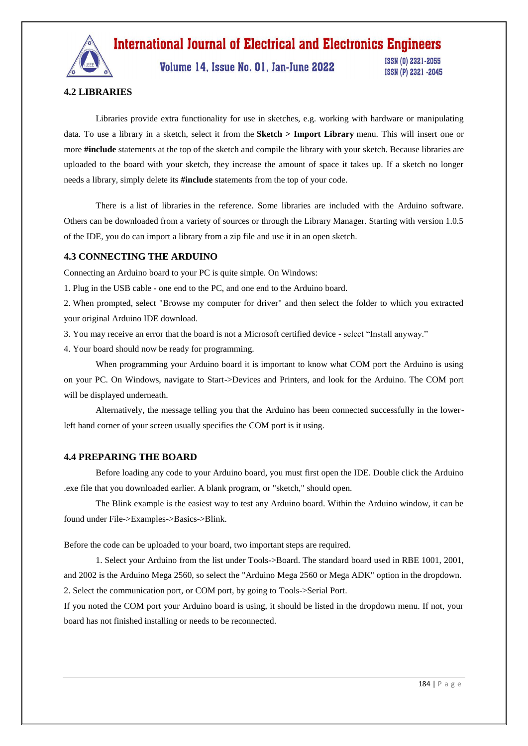### 4.2 LIBRARIES

Libraries provide extra functionality for use in sketches, e.g. working with hardware or manipulating data. To use a library in a sketch, select it from the **Sketch > Import Library** menu. This will insert one or more **#include** statements at the top of the sketch and compile the library with your sketch. Because libraries are uploaded to the board with your sketch, they increase the amount of space it takes up. If a sketch no longer needs a library, simply delete its **#include** statements from the top of your code.

There is a list of libraries in the reference. Some libraries are included with the Arduino software. Others can be downloaded from a variety of sources or through the Library Manager. Starting with version 1.0.5 of the IDE, you do can import a library from a zip file and use it in an open sketch.

### 4.3 CONNECTING THE ARDUINO

Connecting an Arduino board to your PC is quite simple. On Windows:

1. Plug in the USB cable - one end to the PC, and one end to the Arduino board.
2. When prompted, select "Browse my computer for driver" and then select the folder to which you extracted your original Arduino IDE download.
3. You may receive an error that the board is not a Microsoft certified device - select "Install anyway."
4. Your board should now be ready for programming.

When programming your Arduino board it is important to know what COM port the Arduino is using on your PC. On Windows, navigate to Start->Devices and Printers, and look for the Arduino. The COM port will be displayed underneath.

Alternatively, the message telling you that the Arduino has been connected successfully in the lower-left hand corner of your screen usually specifies the COM port is it using.

### 4.4 PREPARING THE BOARD

Before loading any code to your Arduino board, you must first open the IDE. Double click the Arduino .exe file that you downloaded earlier. A blank program, or "sketch," should open.

The Blink example is the easiest way to test any Arduino board. Within the Arduino window, it can be found under File->Examples->Basics->Blink.

Before the code can be uploaded to your board, two important steps are required.

1. Select your Arduino from the list under Tools->Board. The standard board used in RBE 1001, 2001, and 2002 is the Arduino Mega 2560, so select the "Arduino Mega 2560 or Mega ADK" option in the dropdown.
2. Select the communication port, or COM port, by going to Tools->Serial Port.

If you noted the COM port your Arduino board is using, it should be listed in the dropdown menu. If not, your board has not finished installing or needs to be reconnected.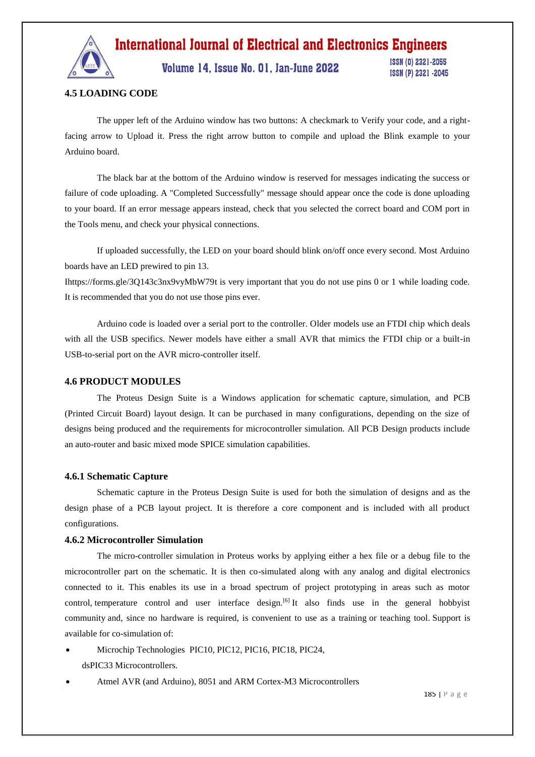### 4.5 LOADING CODE

The upper left of the Arduino window has two buttons: A checkmark to Verify your code, and a right-facing arrow to Upload it. Press the right arrow button to compile and upload the Blink example to your Arduino board.

The black bar at the bottom of the Arduino window is reserved for messages indicating the success or failure of code uploading. A "Completed Successfully" message should appear once the code is done uploading to your board. If an error message appears instead, check that you selected the correct board and COM port in the Tools menu, and check your physical connections.

If uploaded successfully, the LED on your board should blink on/off once every second. Most Arduino boards have an LED prewired to pin 13.

Ihttps://forms.gle/3Q143c3nx9vyMbW79t is very important that you do not use pins 0 or 1 while loading code. It is recommended that you do not use those pins ever.

Arduino code is loaded over a serial port to the controller. Older models use an FTDI chip which deals with all the USB specifics. Newer models have either a small AVR that mimics the FTDI chip or a built-in USB-to-serial port on the AVR micro-controller itself.

### 4.6 PRODUCT MODULES

The Proteus Design Suite is a Windows application for schematic capture, simulation, and PCB (Printed Circuit Board) layout design. It can be purchased in many configurations, depending on the size of designs being produced and the requirements for microcontroller simulation. All PCB Design products include an auto-router and basic mixed mode SPICE simulation capabilities.

#### 4.6.1 Schematic Capture

Schematic capture in the Proteus Design Suite is used for both the simulation of designs and as the design phase of a PCB layout project. It is therefore a core component and is included with all product configurations.

#### 4.6.2 Microcontroller Simulation

The micro-controller simulation in Proteus works by applying either a hex file or a debug file to the microcontroller part on the schematic. It is then co-simulated along with any analog and digital electronics connected to it. This enables its use in a broad spectrum of project prototyping in areas such as motor control, temperature control and user interface design.[6] It also finds use in the general hobbyist community and, since no hardware is required, is convenient to use as a training or teaching tool. Support is available for co-simulation of:

- Microchip Technologies PIC10, PIC12, PIC16, PIC18, PIC24, dsPIC33 Microcontrollers.
- Atmel AVR (and Arduino), 8051 and ARM Cortex-M3 Microcontrollers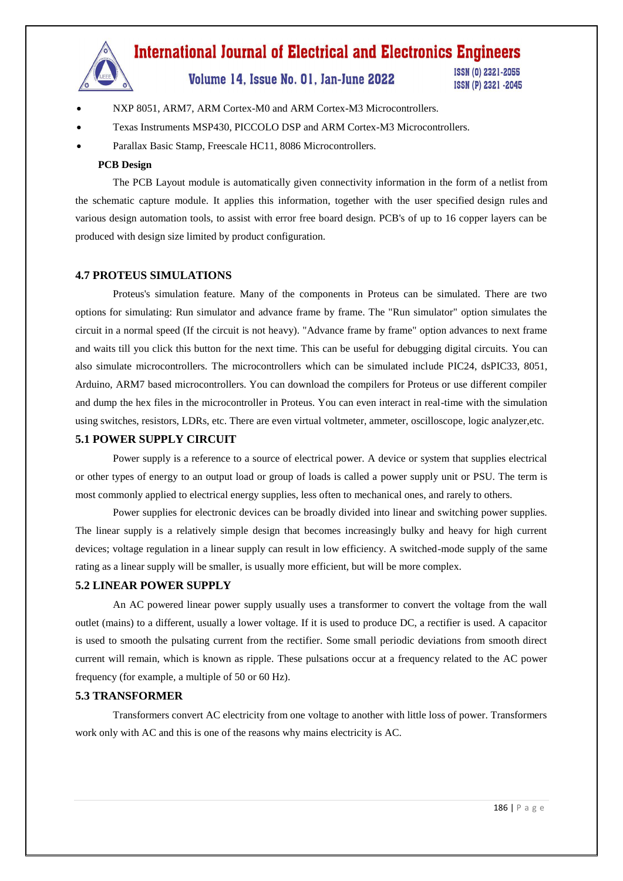- NXP 8051, ARM7, ARM Cortex-M0 and ARM Cortex-M3 Microcontrollers.
- Texas Instruments MSP430, PICCOLO DSP and ARM Cortex-M3 Microcontrollers.
- Parallax Basic Stamp, Freescale HC11, 8086 Microcontrollers.

**PCB Design**

The PCB Layout module is automatically given connectivity information in the form of a netlist from the schematic capture module. It applies this information, together with the user specified design rules and various design automation tools, to assist with error free board design. PCB's of up to 16 copper layers can be produced with design size limited by product configuration.

## 4.7 PROTEUS SIMULATIONS

Proteus's simulation feature. Many of the components in Proteus can be simulated. There are two options for simulating: Run simulator and advance frame by frame. The "Run simulator" option simulates the circuit in a normal speed (If the circuit is not heavy). "Advance frame by frame" option advances to next frame and waits till you click this button for the next time. This can be useful for debugging digital circuits. You can also simulate microcontrollers. The microcontrollers which can be simulated include PIC24, dsPIC33, 8051, Arduino, ARM7 based microcontrollers. You can download the compilers for Proteus or use different compiler and dump the hex files in the microcontroller in Proteus. You can even interact in real-time with the simulation using switches, resistors, LDRs, etc. There are even virtual voltmeter, ammeter, oscilloscope, logic analyzer,etc.

## 5.1 POWER SUPPLY CIRCUIT

Power supply is a reference to a source of electrical power. A device or system that supplies electrical or other types of energy to an output load or group of loads is called a power supply unit or PSU. The term is most commonly applied to electrical energy supplies, less often to mechanical ones, and rarely to others.

Power supplies for electronic devices can be broadly divided into linear and switching power supplies. The linear supply is a relatively simple design that becomes increasingly bulky and heavy for high current devices; voltage regulation in a linear supply can result in low efficiency. A switched-mode supply of the same rating as a linear supply will be smaller, is usually more efficient, but will be more complex.

## 5.2 LINEAR POWER SUPPLY

An AC powered linear power supply usually uses a transformer to convert the voltage from the wall outlet (mains) to a different, usually a lower voltage. If it is used to produce DC, a rectifier is used. A capacitor is used to smooth the pulsating current from the rectifier. Some small periodic deviations from smooth direct current will remain, which is known as ripple. These pulsations occur at a frequency related to the AC power frequency (for example, a multiple of 50 or 60 Hz).

## 5.3 TRANSFORMER

Transformers convert AC electricity from one voltage to another with little loss of power. Transformers work only with AC and this is one of the reasons why mains electricity is AC.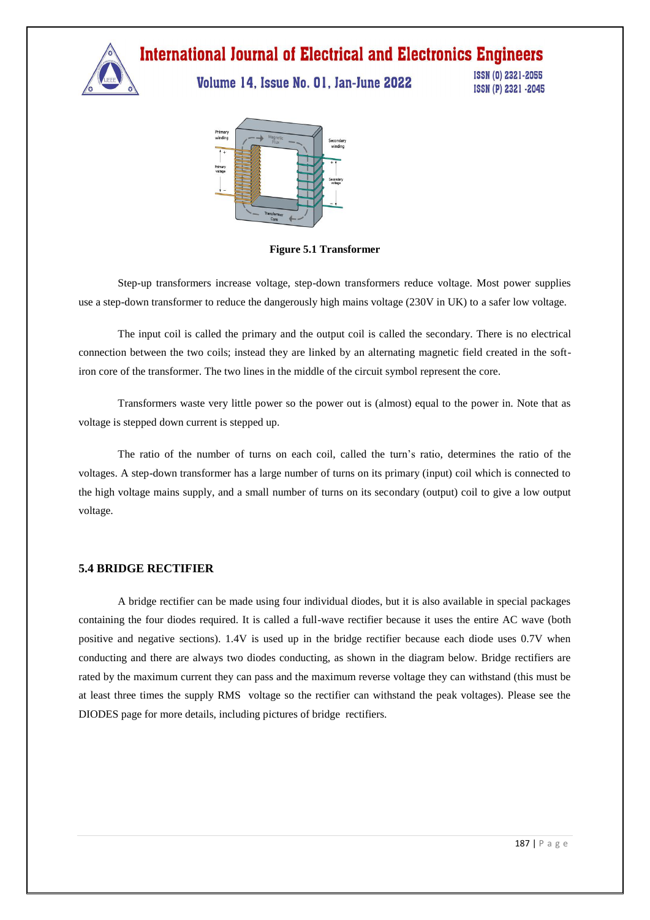Figure 5.1 Transformer

Step-up transformers increase voltage, step-down transformers reduce voltage. Most power supplies use a step-down transformer to reduce the dangerously high mains voltage (230V in UK) to a safer low voltage.

The input coil is called the primary and the output coil is called the secondary. There is no electrical connection between the two coils; instead they are linked by an alternating magnetic field created in the soft-iron core of the transformer. The two lines in the middle of the circuit symbol represent the core.

Transformers waste very little power so the power out is (almost) equal to the power in. Note that as voltage is stepped down current is stepped up.

The ratio of the number of turns on each coil, called the turn's ratio, determines the ratio of the voltages. A step-down transformer has a large number of turns on its primary (input) coil which is connected to the high voltage mains supply, and a small number of turns on its secondary (output) coil to give a low output voltage.

### 5.4 BRIDGE RECTIFIER

A bridge rectifier can be made using four individual diodes, but it is also available in special packages containing the four diodes required. It is called a full-wave rectifier because it uses the entire AC wave (both positive and negative sections). 1.4V is used up in the bridge rectifier because each diode uses 0.7V when conducting and there are always two diodes conducting, as shown in the diagram below. Bridge rectifiers are rated by the maximum current they can pass and the maximum reverse voltage they can withstand (this must be at least three times the supply RMS voltage so the rectifier can withstand the peak voltages). Please see the DIODES page for more details, including pictures of bridge rectifiers.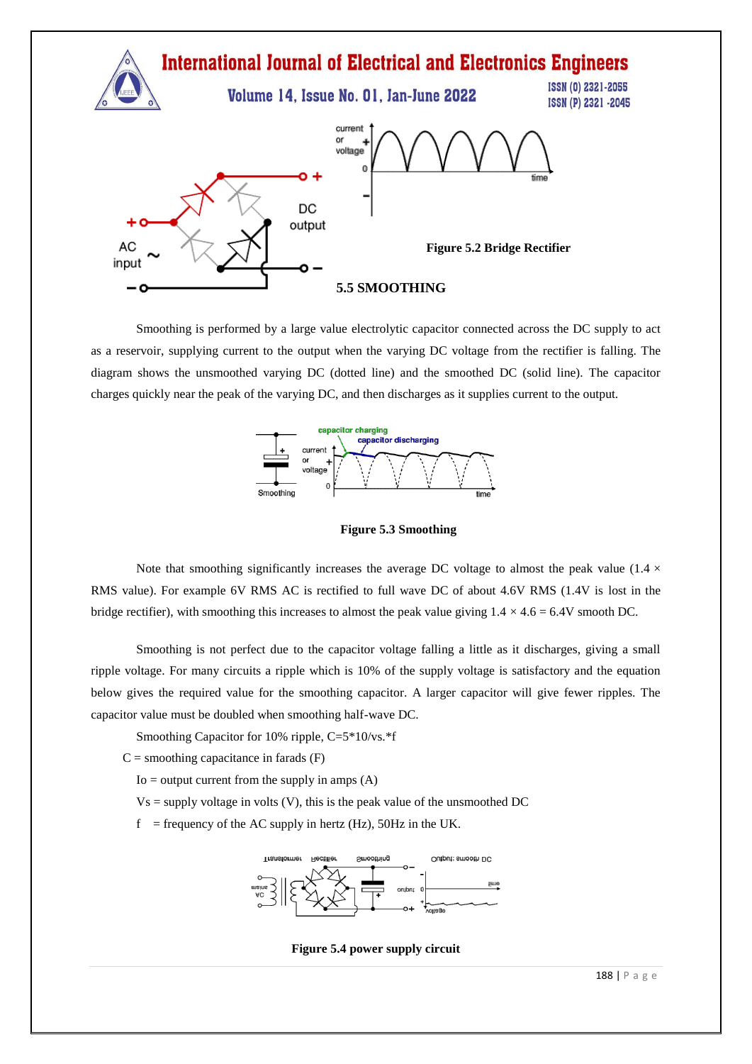Figure 5.2 Bridge Rectifier

## 5.5 SMOOTHING

Smoothing is performed by a large value electrolytic capacitor connected across the DC supply to act as a reservoir, supplying current to the output when the varying DC voltage from the rectifier is falling. The diagram shows the unsmoothed varying DC (dotted line) and the smoothed DC (solid line). The capacitor charges quickly near the peak of the varying DC, and then discharges as it supplies current to the output.

Figure 5.3 Smoothing

Note that smoothing significantly increases the average DC voltage to almost the peak value (1.4 × RMS value). For example 6V RMS AC is rectified to full wave DC of about 4.6V RMS (1.4V is lost in the bridge rectifier), with smoothing this increases to almost the peak value giving 1.4 × 4.6 = 6.4V smooth DC.

Smoothing is not perfect due to the capacitor voltage falling a little as it discharges, giving a small ripple voltage. For many circuits a ripple which is 10% of the supply voltage is satisfactory and the equation below gives the required value for the smoothing capacitor. A larger capacitor will give fewer ripples. The capacitor value must be doubled when smoothing half-wave DC.

Smoothing Capacitor for 10% ripple, C=5*10/vs.*f

C = smoothing capacitance in farads (F)

Io = output current from the supply in amps (A)

Vs = supply voltage in volts (V), this is the peak value of the unsmoothed DC

f = frequency of the AC supply in hertz (Hz), 50Hz in the UK.

Figure 5.4 power supply circuit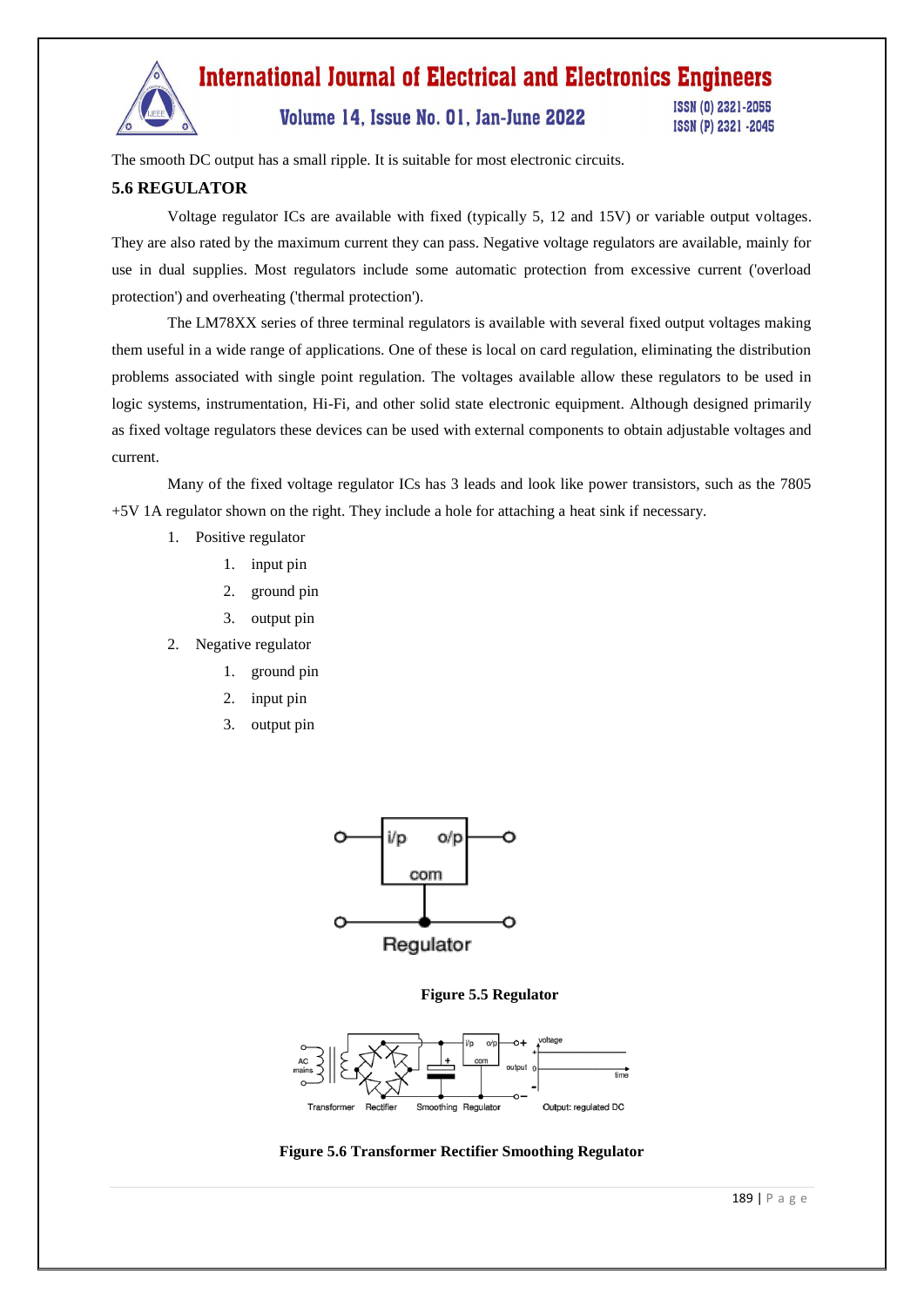The smooth DC output has a small ripple. It is suitable for most electronic circuits.

### 5.6 REGULATOR

Voltage regulator ICs are available with fixed (typically 5, 12 and 15V) or variable output voltages. They are also rated by the maximum current they can pass. Negative voltage regulators are available, mainly for use in dual supplies. Most regulators include some automatic protection from excessive current ('overload protection') and overheating ('thermal protection').

The LM78XX series of three terminal regulators is available with several fixed output voltages making them useful in a wide range of applications. One of these is local on card regulation, eliminating the distribution problems associated with single point regulation. The voltages available allow these regulators to be used in logic systems, instrumentation, Hi-Fi, and other solid state electronic equipment. Although designed primarily as fixed voltage regulators these devices can be used with external components to obtain adjustable voltages and current.

Many of the fixed voltage regulator ICs has 3 leads and look like power transistors, such as the 7805 +5V 1A regulator shown on the right. They include a hole for attaching a heat sink if necessary.

1. Positive regulator
    1. input pin
    2. ground pin
    3. output pin
2. Negative regulator
    1. ground pin
    2. input pin
    3. output pin

**Figure 5.5 Regulator**

**Figure 5.6 Transformer Rectifier Smoothing Regulator**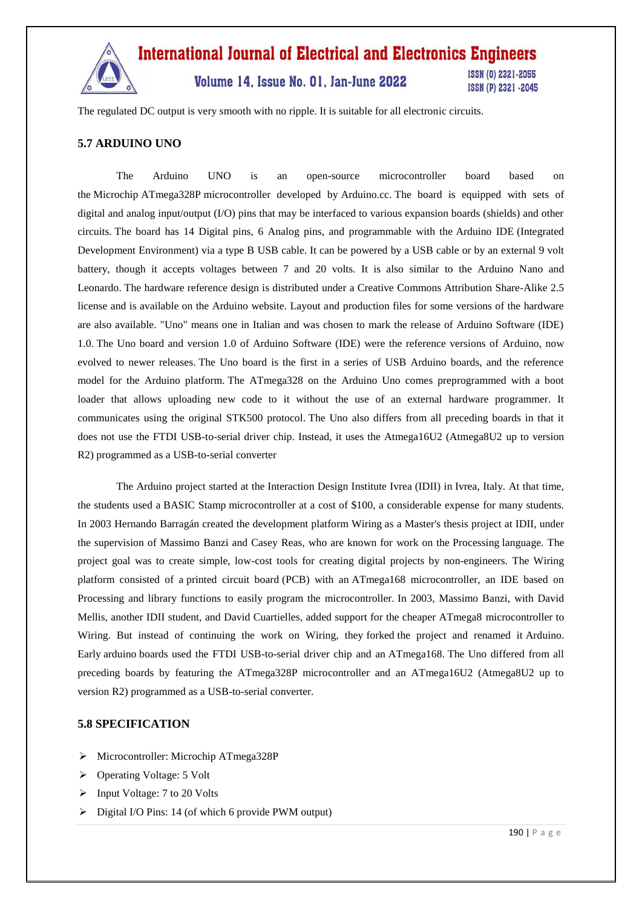The regulated DC output is very smooth with no ripple. It is suitable for all electronic circuits.

### 5.7 ARDUINO UNO

The Arduino UNO is an open-source microcontroller board based on the Microchip ATmega328P microcontroller developed by Arduino.cc. The board is equipped with sets of digital and analog input/output (I/O) pins that may be interfaced to various expansion boards (shields) and other circuits. The board has 14 Digital pins, 6 Analog pins, and programmable with the Arduino IDE (Integrated Development Environment) via a type B USB cable. It can be powered by a USB cable or by an external 9 volt battery, though it accepts voltages between 7 and 20 volts. It is also similar to the Arduino Nano and Leonardo. The hardware reference design is distributed under a Creative Commons Attribution Share-Alike 2.5 license and is available on the Arduino website. Layout and production files for some versions of the hardware are also available. "Uno" means one in Italian and was chosen to mark the release of Arduino Software (IDE) 1.0. The Uno board and version 1.0 of Arduino Software (IDE) were the reference versions of Arduino, now evolved to newer releases. The Uno board is the first in a series of USB Arduino boards, and the reference model for the Arduino platform. The ATmega328 on the Arduino Uno comes preprogrammed with a boot loader that allows uploading new code to it without the use of an external hardware programmer. It communicates using the original STK500 protocol. The Uno also differs from all preceding boards in that it does not use the FTDI USB-to-serial driver chip. Instead, it uses the Atmega16U2 (Atmega8U2 up to version R2) programmed as a USB-to-serial converter

The Arduino project started at the Interaction Design Institute Ivrea (IDII) in Ivrea, Italy. At that time, the students used a BASIC Stamp microcontroller at a cost of $100, a considerable expense for many students. In 2003 Hernando Barragán created the development platform Wiring as a Master's thesis project at IDII, under the supervision of Massimo Banzi and Casey Reas, who are known for work on the Processing language. The project goal was to create simple, low-cost tools for creating digital projects by non-engineers. The Wiring platform consisted of a printed circuit board (PCB) with an ATmega168 microcontroller, an IDE based on Processing and library functions to easily program the microcontroller. In 2003, Massimo Banzi, with David Mellis, another IDII student, and David Cuartielles, added support for the cheaper ATmega8 microcontroller to Wiring. But instead of continuing the work on Wiring, they forked the project and renamed it Arduino. Early arduino boards used the FTDI USB-to-serial driver chip and an ATmega168. The Uno differed from all preceding boards by featuring the ATmega328P microcontroller and an ATmega16U2 (Atmega8U2 up to version R2) programmed as a USB-to-serial converter.

### 5.8 SPECIFICATION

- Microcontroller: Microchip ATmega328P
- Operating Voltage: 5 Volt
- Input Voltage: 7 to 20 Volts
- Digital I/O Pins: 14 (of which 6 provide PWM output)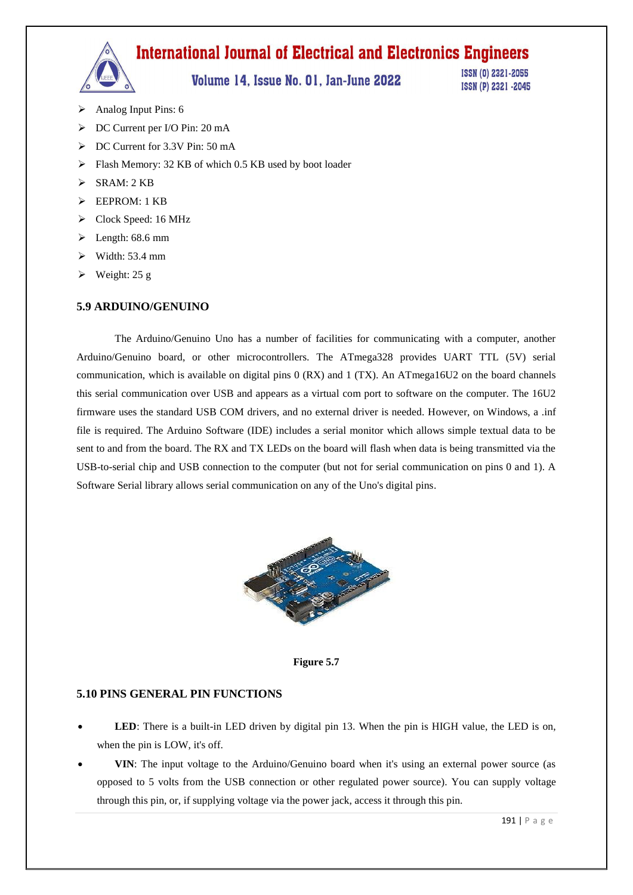- Analog Input Pins: 6
- DC Current per I/O Pin: 20 mA
- DC Current for 3.3V Pin: 50 mA
- Flash Memory: 32 KB of which 0.5 KB used by boot loader
- SRAM: 2 KB
- EEPROM: 1 KB
- Clock Speed: 16 MHz
- Length: 68.6 mm
- Width: 53.4 mm
- Weight: 25 g

### 5.9 ARDUINO/GENUINO

The Arduino/Genuino Uno has a number of facilities for communicating with a computer, another Arduino/Genuino board, or other microcontrollers. The ATmega328 provides UART TTL (5V) serial communication, which is available on digital pins 0 (RX) and 1 (TX). An ATmega16U2 on the board channels this serial communication over USB and appears as a virtual com port to software on the computer. The 16U2 firmware uses the standard USB COM drivers, and no external driver is needed. However, on Windows, a .inf file is required. The Arduino Software (IDE) includes a serial monitor which allows simple textual data to be sent to and from the board. The RX and TX LEDs on the board will flash when data is being transmitted via the USB-to-serial chip and USB connection to the computer (but not for serial communication on pins 0 and 1). A Software Serial library allows serial communication on any of the Uno's digital pins.

**Figure 5.7**

### 5.10 PINS GENERAL PIN FUNCTIONS

- **LED**: There is a built-in LED driven by digital pin 13. When the pin is HIGH value, the LED is on, when the pin is LOW, it's off.
- **VIN**: The input voltage to the Arduino/Genuino board when it's using an external power source (as opposed to 5 volts from the USB connection or other regulated power source). You can supply voltage through this pin, or, if supplying voltage via the power jack, access it through this pin.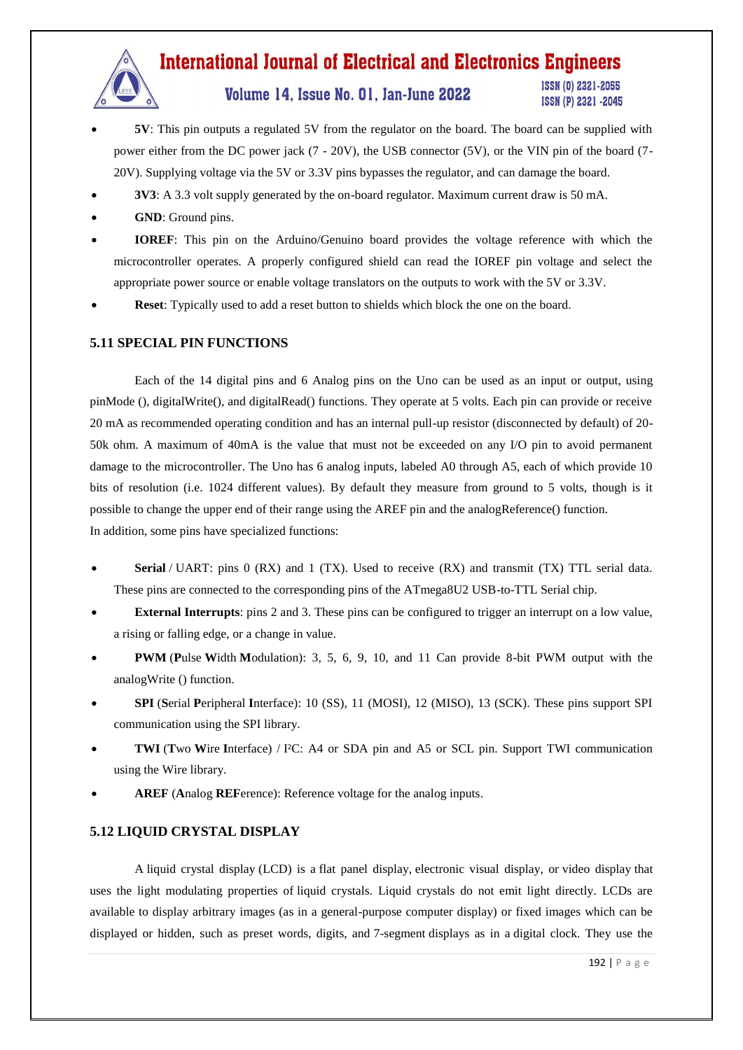- **5V**: This pin outputs a regulated 5V from the regulator on the board. The board can be supplied with power either from the DC power jack (7 - 20V), the USB connector (5V), or the VIN pin of the board (7-20V). Supplying voltage via the 5V or 3.3V pins bypasses the regulator, and can damage the board.
- **3V3**: A 3.3 volt supply generated by the on-board regulator. Maximum current draw is 50 mA.
- **GND**: Ground pins.
- **IOREF**: This pin on the Arduino/Genuino board provides the voltage reference with which the microcontroller operates. A properly configured shield can read the IOREF pin voltage and select the appropriate power source or enable voltage translators on the outputs to work with the 5V or 3.3V.
- **Reset**: Typically used to add a reset button to shields which block the one on the board.

### 5.11 SPECIAL PIN FUNCTIONS

Each of the 14 digital pins and 6 Analog pins on the Uno can be used as an input or output, using pinMode (), digitalWrite(), and digitalRead() functions. They operate at 5 volts. Each pin can provide or receive 20 mA as recommended operating condition and has an internal pull-up resistor (disconnected by default) of 20-50k ohm. A maximum of 40mA is the value that must not be exceeded on any I/O pin to avoid permanent damage to the microcontroller. The Uno has 6 analog inputs, labeled A0 through A5, each of which provide 10 bits of resolution (i.e. 1024 different values). By default they measure from ground to 5 volts, though is it possible to change the upper end of their range using the AREF pin and the analogReference() function.

In addition, some pins have specialized functions:

- **Serial** / UART: pins 0 (RX) and 1 (TX). Used to receive (RX) and transmit (TX) TTL serial data. These pins are connected to the corresponding pins of the ATmega8U2 USB-to-TTL Serial chip.
- **External Interrupts**: pins 2 and 3. These pins can be configured to trigger an interrupt on a low value, a rising or falling edge, or a change in value.
- **PWM** (**P**ulse **W**idth **M**odulation): 3, 5, 6, 9, 10, and 11 Can provide 8-bit PWM output with the analogWrite () function.
- **SPI** (**S**erial **P**eripheral **I**nterface): 10 (SS), 11 (MOSI), 12 (MISO), 13 (SCK). These pins support SPI communication using the SPI library.
- **TWI** (**T**wo **W**ire **I**nterface) / I²C: A4 or SDA pin and A5 or SCL pin. Support TWI communication using the Wire library.
- **AREF** (**A**nalog **REF**erence): Reference voltage for the analog inputs.

### 5.12 LIQUID CRYSTAL DISPLAY

A liquid crystal display (LCD) is a flat panel display, electronic visual display, or video display that uses the light modulating properties of liquid crystals. Liquid crystals do not emit light directly. LCDs are available to display arbitrary images (as in a general-purpose computer display) or fixed images which can be displayed or hidden, such as preset words, digits, and 7-segment displays as in a digital clock. They use the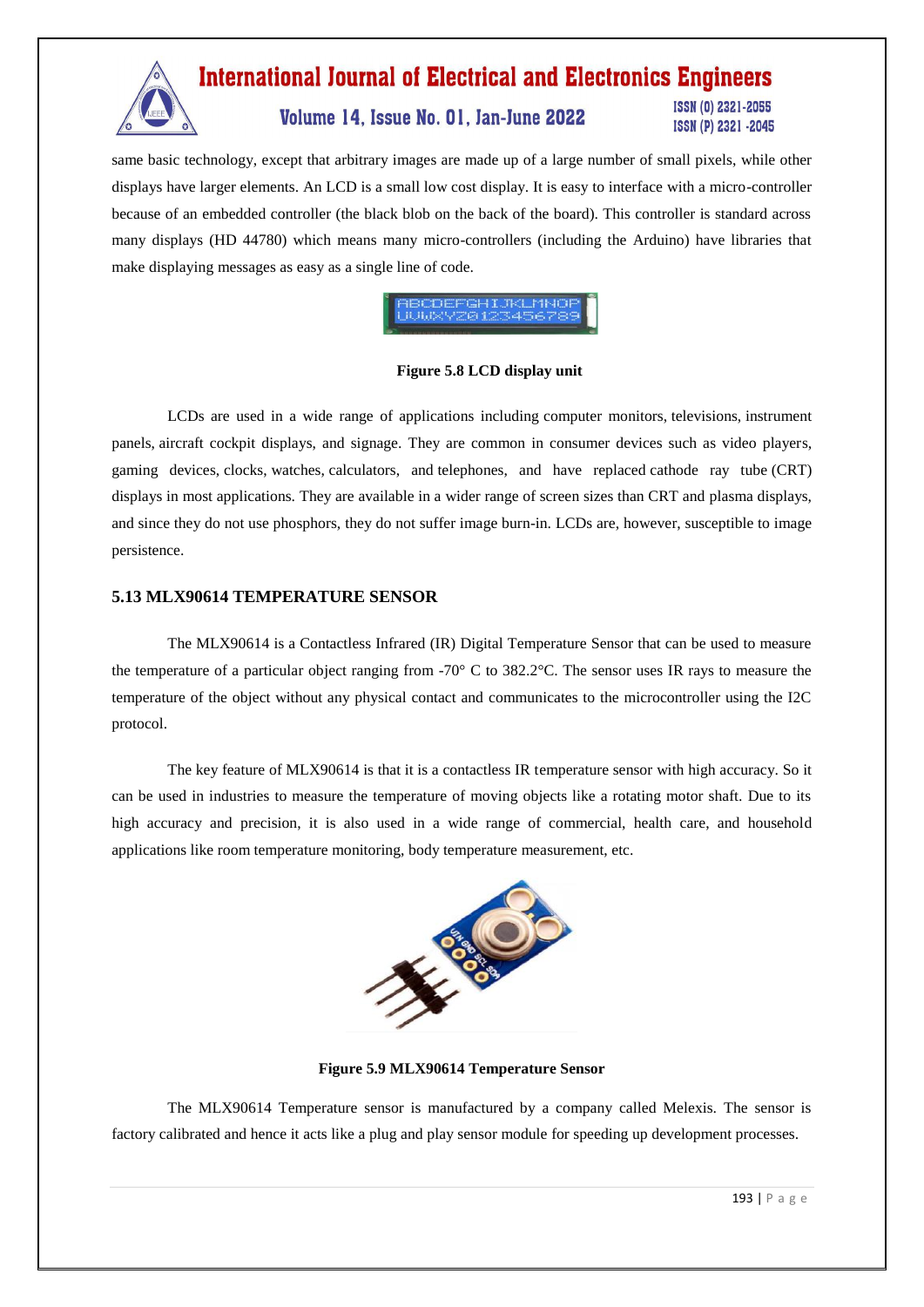same basic technology, except that arbitrary images are made up of a large number of small pixels, while other displays have larger elements. An LCD is a small low cost display. It is easy to interface with a micro-controller because of an embedded controller (the black blob on the back of the board). This controller is standard across many displays (HD 44780) which means many micro-controllers (including the Arduino) have libraries that make displaying messages as easy as a single line of code.

**Figure 5.8 LCD display unit**

LCDs are used in a wide range of applications including computer monitors, televisions, instrument panels, aircraft cockpit displays, and signage. They are common in consumer devices such as video players, gaming devices, clocks, watches, calculators, and telephones, and have replaced cathode ray tube (CRT) displays in most applications. They are available in a wider range of screen sizes than CRT and plasma displays, and since they do not use phosphors, they do not suffer image burn-in. LCDs are, however, susceptible to image persistence.

### 5.13 MLX90614 TEMPERATURE SENSOR

The MLX90614 is a Contactless Infrared (IR) Digital Temperature Sensor that can be used to measure the temperature of a particular object ranging from -70° C to 382.2°C. The sensor uses IR rays to measure the temperature of the object without any physical contact and communicates to the microcontroller using the I2C protocol.

The key feature of MLX90614 is that it is a contactless IR temperature sensor with high accuracy. So it can be used in industries to measure the temperature of moving objects like a rotating motor shaft. Due to its high accuracy and precision, it is also used in a wide range of commercial, health care, and household applications like room temperature monitoring, body temperature measurement, etc.

**Figure 5.9 MLX90614 Temperature Sensor**

The MLX90614 Temperature sensor is manufactured by a company called Melexis. The sensor is factory calibrated and hence it acts like a plug and play sensor module for speeding up development processes.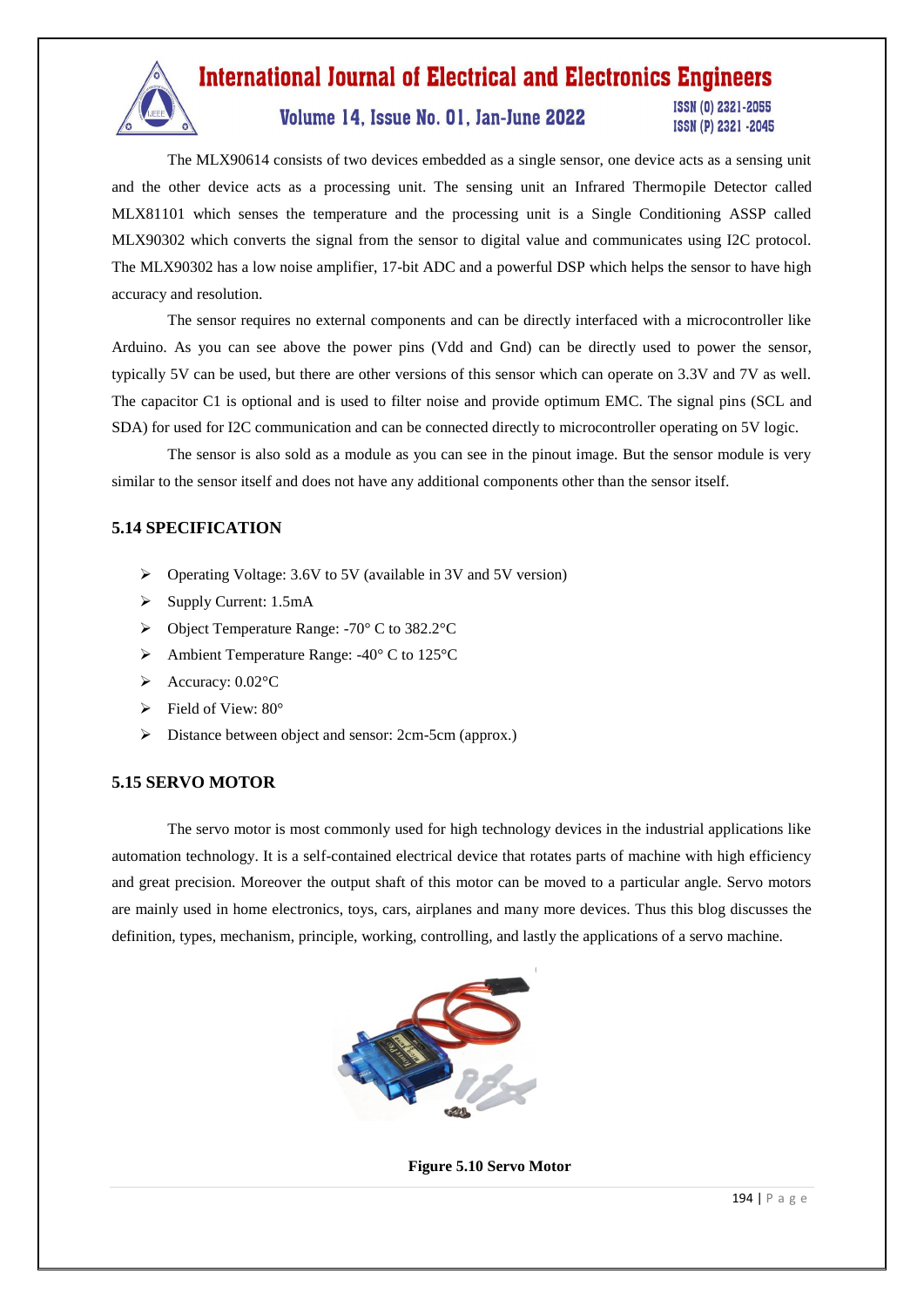The MLX90614 consists of two devices embedded as a single sensor, one device acts as a sensing unit and the other device acts as a processing unit. The sensing unit an Infrared Thermopile Detector called MLX81101 which senses the temperature and the processing unit is a Single Conditioning ASSP called MLX90302 which converts the signal from the sensor to digital value and communicates using I2C protocol. The MLX90302 has a low noise amplifier, 17-bit ADC and a powerful DSP which helps the sensor to have high accuracy and resolution.

The sensor requires no external components and can be directly interfaced with a microcontroller like Arduino. As you can see above the power pins (Vdd and Gnd) can be directly used to power the sensor, typically 5V can be used, but there are other versions of this sensor which can operate on 3.3V and 7V as well. The capacitor C1 is optional and is used to filter noise and provide optimum EMC. The signal pins (SCL and SDA) for used for I2C communication and can be connected directly to microcontroller operating on 5V logic.

The sensor is also sold as a module as you can see in the pinout image. But the sensor module is very similar to the sensor itself and does not have any additional components other than the sensor itself.

### 5.14 SPECIFICATION

- Operating Voltage: 3.6V to 5V (available in 3V and 5V version)
- Supply Current: 1.5mA
- Object Temperature Range: -70° C to 382.2°C
- Ambient Temperature Range: -40° C to 125°C
- Accuracy: 0.02°C
- Field of View: 80°
- Distance between object and sensor: 2cm-5cm (approx.)

### 5.15 SERVO MOTOR

The servo motor is most commonly used for high technology devices in the industrial applications like automation technology. It is a self-contained electrical device that rotates parts of machine with high efficiency and great precision. Moreover the output shaft of this motor can be moved to a particular angle. Servo motors are mainly used in home electronics, toys, cars, airplanes and many more devices. Thus this blog discusses the definition, types, mechanism, principle, working, controlling, and lastly the applications of a servo machine.

**Figure 5.10 Servo Motor**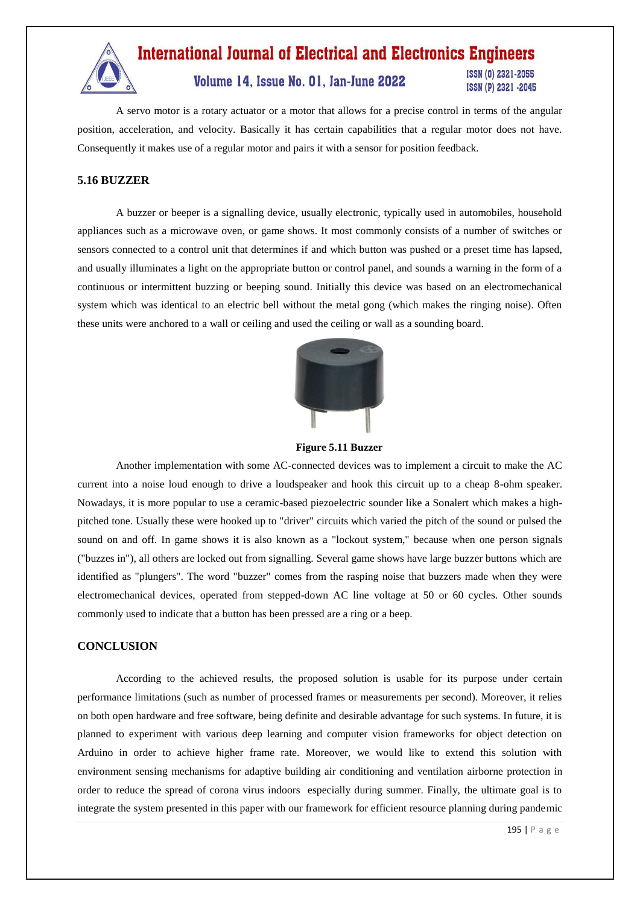A servo motor is a rotary actuator or a motor that allows for a precise control in terms of the angular position, acceleration, and velocity. Basically it has certain capabilities that a regular motor does not have. Consequently it makes use of a regular motor and pairs it with a sensor for position feedback.

## 5.16 BUZZER

A buzzer or beeper is a signalling device, usually electronic, typically used in automobiles, household appliances such as a microwave oven, or game shows. It most commonly consists of a number of switches or sensors connected to a control unit that determines if and which button was pushed or a preset time has lapsed, and usually illuminates a light on the appropriate button or control panel, and sounds a warning in the form of a continuous or intermittent buzzing or beeping sound. Initially this device was based on an electromechanical system which was identical to an electric bell without the metal gong (which makes the ringing noise). Often these units were anchored to a wall or ceiling and used the ceiling or wall as a sounding board.

**Figure 5.11 Buzzer**

Another implementation with some AC-connected devices was to implement a circuit to make the AC current into a noise loud enough to drive a loudspeaker and hook this circuit up to a cheap 8-ohm speaker. Nowadays, it is more popular to use a ceramic-based piezoelectric sounder like a Sonalert which makes a high-pitched tone. Usually these were hooked up to "driver" circuits which varied the pitch of the sound or pulsed the sound on and off. In game shows it is also known as a "lockout system," because when one person signals ("buzzes in"), all others are locked out from signalling. Several game shows have large buzzer buttons which are identified as "plungers". The word "buzzer" comes from the rasping noise that buzzers made when they were electromechanical devices, operated from stepped-down AC line voltage at 50 or 60 cycles. Other sounds commonly used to indicate that a button has been pressed are a ring or a beep.

## CONCLUSION

According to the achieved results, the proposed solution is usable for its purpose under certain performance limitations (such as number of processed frames or measurements per second). Moreover, it relies on both open hardware and free software, being definite and desirable advantage for such systems. In future, it is planned to experiment with various deep learning and computer vision frameworks for object detection on Arduino in order to achieve higher frame rate. Moreover, we would like to extend this solution with environment sensing mechanisms for adaptive building air conditioning and ventilation airborne protection in order to reduce the spread of corona virus indoors especially during summer. Finally, the ultimate goal is to integrate the system presented in this paper with our framework for efficient resource planning during pandemic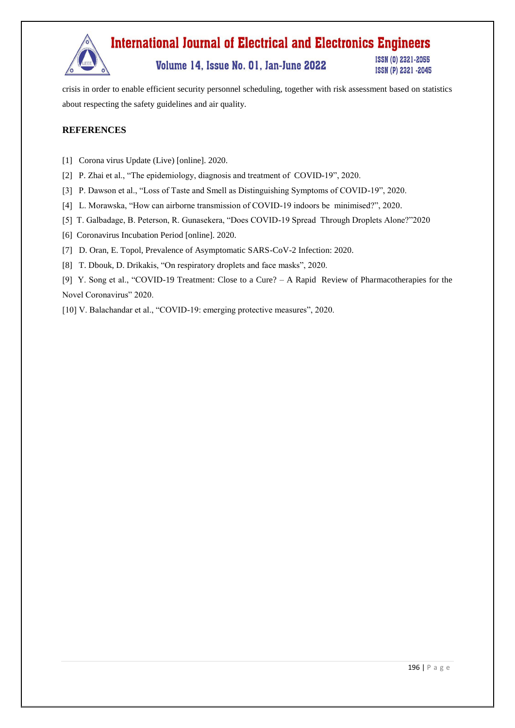crisis in order to enable efficient security personnel scheduling, together with risk assessment based on statistics about respecting the safety guidelines and air quality.

## REFERENCES

[1] Corona virus Update (Live) [online]. 2020.

[2] P. Zhai et al., "The epidemiology, diagnosis and treatment of COVID-19", 2020.

[3] P. Dawson et al., "Loss of Taste and Smell as Distinguishing Symptoms of COVID-19", 2020.

[4] L. Morawska, "How can airborne transmission of COVID-19 indoors be minimised?", 2020.

[5] T. Galbadage, B. Peterson, R. Gunasekera, "Does COVID-19 Spread Through Droplets Alone?"2020

[6] Coronavirus Incubation Period [online]. 2020.

[7] D. Oran, E. Topol, Prevalence of Asymptomatic SARS-CoV-2 Infection: 2020.

[8] T. Dbouk, D. Drikakis, "On respiratory droplets and face masks", 2020.

[9] Y. Song et al., "COVID-19 Treatment: Close to a Cure? – A Rapid Review of Pharmacotherapies for the Novel Coronavirus" 2020.

[10] V. Balachandar et al., "COVID-19: emerging protective measures", 2020.